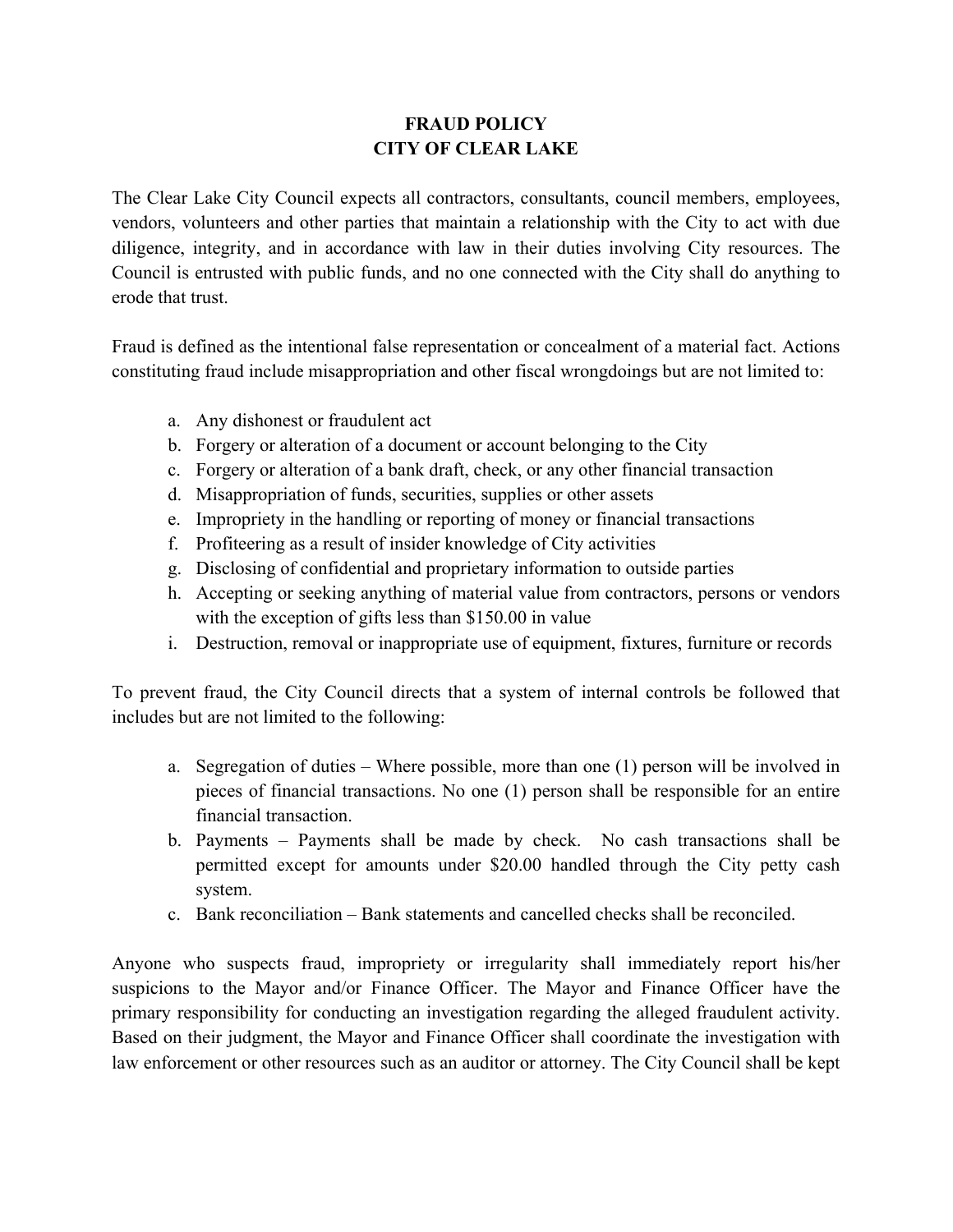# FRAUD POLICY
# CITY OF CLEAR LAKE

The Clear Lake City Council expects all contractors, consultants, council members, employees, vendors, volunteers and other parties that maintain a relationship with the City to act with due diligence, integrity, and in accordance with law in their duties involving City resources. The Council is entrusted with public funds, and no one connected with the City shall do anything to erode that trust.

Fraud is defined as the intentional false representation or concealment of a material fact. Actions constituting fraud include misappropriation and other fiscal wrongdoings but are not limited to:

a. Any dishonest or fraudulent act
b. Forgery or alteration of a document or account belonging to the City
c. Forgery or alteration of a bank draft, check, or any other financial transaction
d. Misappropriation of funds, securities, supplies or other assets
e. Impropriety in the handling or reporting of money or financial transactions
f. Profiteering as a result of insider knowledge of City activities
g. Disclosing of confidential and proprietary information to outside parties
h. Accepting or seeking anything of material value from contractors, persons or vendors with the exception of gifts less than $150.00 in value
i. Destruction, removal or inappropriate use of equipment, fixtures, furniture or records

To prevent fraud, the City Council directs that a system of internal controls be followed that includes but are not limited to the following:

a. Segregation of duties – Where possible, more than one (1) person will be involved in pieces of financial transactions. No one (1) person shall be responsible for an entire financial transaction.
b. Payments – Payments shall be made by check. No cash transactions shall be permitted except for amounts under $20.00 handled through the City petty cash system.
c. Bank reconciliation – Bank statements and cancelled checks shall be reconciled.

Anyone who suspects fraud, impropriety or irregularity shall immediately report his/her suspicions to the Mayor and/or Finance Officer. The Mayor and Finance Officer have the primary responsibility for conducting an investigation regarding the alleged fraudulent activity. Based on their judgment, the Mayor and Finance Officer shall coordinate the investigation with law enforcement or other resources such as an auditor or attorney. The City Council shall be kept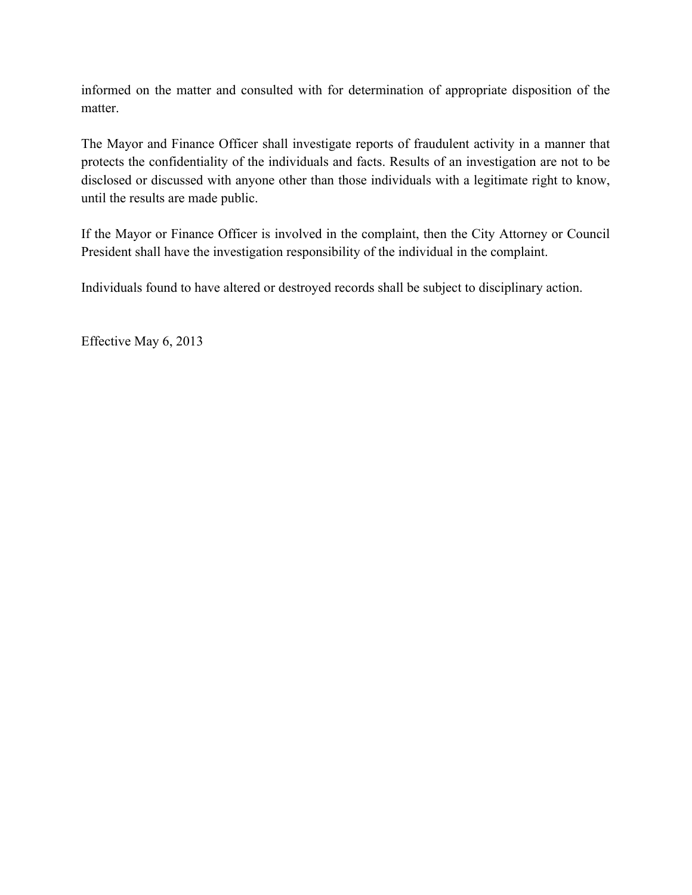informed on the matter and consulted with for determination of appropriate disposition of the matter.

The Mayor and Finance Officer shall investigate reports of fraudulent activity in a manner that protects the confidentiality of the individuals and facts. Results of an investigation are not to be disclosed or discussed with anyone other than those individuals with a legitimate right to know, until the results are made public.

If the Mayor or Finance Officer is involved in the complaint, then the City Attorney or Council President shall have the investigation responsibility of the individual in the complaint.

Individuals found to have altered or destroyed records shall be subject to disciplinary action.

Effective May 6, 2013